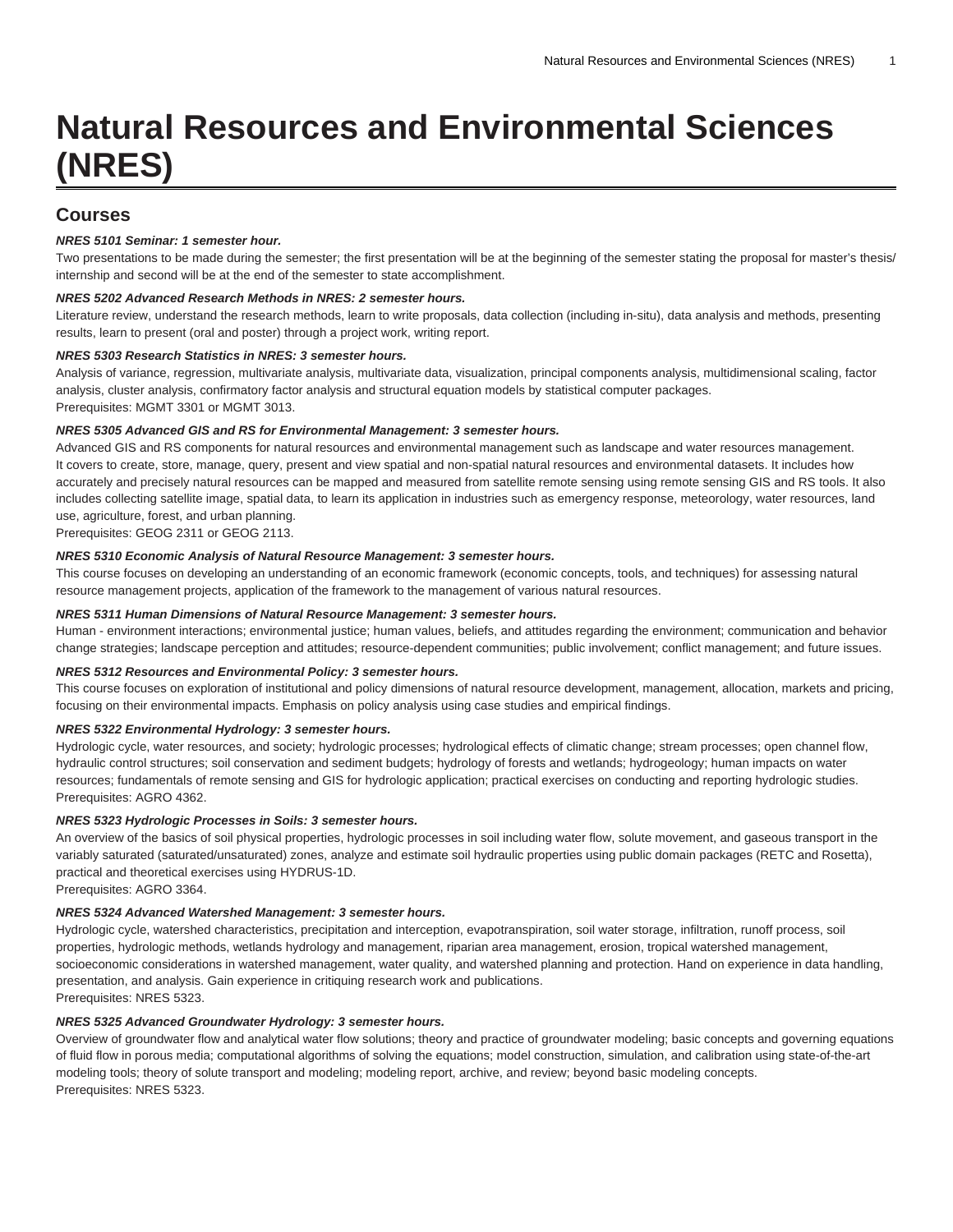# Natural Resources and Environmental Sciences (NRES)

## Courses

***NRES 5101 Seminar: 1 semester hour.***

Two presentations to be made during the semester; the first presentation will be at the beginning of the semester stating the proposal for master's thesis/ internship and second will be at the end of the semester to state accomplishment.

***NRES 5202 Advanced Research Methods in NRES: 2 semester hours.***

Literature review, understand the research methods, learn to write proposals, data collection (including in-situ), data analysis and methods, presenting results, learn to present (oral and poster) through a project work, writing report.

***NRES 5303 Research Statistics in NRES: 3 semester hours.***

Analysis of variance, regression, multivariate analysis, multivariate data, visualization, principal components analysis, multidimensional scaling, factor analysis, cluster analysis, confirmatory factor analysis and structural equation models by statistical computer packages.
Prerequisites: MGMT 3301 or MGMT 3013.

***NRES 5305 Advanced GIS and RS for Environmental Management: 3 semester hours.***

Advanced GIS and RS components for natural resources and environmental management such as landscape and water resources management. It covers to create, store, manage, query, present and view spatial and non-spatial natural resources and environmental datasets. It includes how accurately and precisely natural resources can be mapped and measured from satellite remote sensing using remote sensing GIS and RS tools. It also includes collecting satellite image, spatial data, to learn its application in industries such as emergency response, meteorology, water resources, land use, agriculture, forest, and urban planning.
Prerequisites: GEOG 2311 or GEOG 2113.

***NRES 5310 Economic Analysis of Natural Resource Management: 3 semester hours.***

This course focuses on developing an understanding of an economic framework (economic concepts, tools, and techniques) for assessing natural resource management projects, application of the framework to the management of various natural resources.

***NRES 5311 Human Dimensions of Natural Resource Management: 3 semester hours.***

Human - environment interactions; environmental justice; human values, beliefs, and attitudes regarding the environment; communication and behavior change strategies; landscape perception and attitudes; resource-dependent communities; public involvement; conflict management; and future issues.

***NRES 5312 Resources and Environmental Policy: 3 semester hours.***

This course focuses on exploration of institutional and policy dimensions of natural resource development, management, allocation, markets and pricing, focusing on their environmental impacts. Emphasis on policy analysis using case studies and empirical findings.

***NRES 5322 Environmental Hydrology: 3 semester hours.***

Hydrologic cycle, water resources, and society; hydrologic processes; hydrological effects of climatic change; stream processes; open channel flow, hydraulic control structures; soil conservation and sediment budgets; hydrology of forests and wetlands; hydrogeology; human impacts on water resources; fundamentals of remote sensing and GIS for hydrologic application; practical exercises on conducting and reporting hydrologic studies.
Prerequisites: AGRO 4362.

***NRES 5323 Hydrologic Processes in Soils: 3 semester hours.***

An overview of the basics of soil physical properties, hydrologic processes in soil including water flow, solute movement, and gaseous transport in the variably saturated (saturated/unsaturated) zones, analyze and estimate soil hydraulic properties using public domain packages (RETC and Rosetta), practical and theoretical exercises using HYDRUS-1D.
Prerequisites: AGRO 3364.

***NRES 5324 Advanced Watershed Management: 3 semester hours.***

Hydrologic cycle, watershed characteristics, precipitation and interception, evapotranspiration, soil water storage, infiltration, runoff process, soil properties, hydrologic methods, wetlands hydrology and management, riparian area management, erosion, tropical watershed management, socioeconomic considerations in watershed management, water quality, and watershed planning and protection. Hand on experience in data handling, presentation, and analysis. Gain experience in critiquing research work and publications.
Prerequisites: NRES 5323.

***NRES 5325 Advanced Groundwater Hydrology: 3 semester hours.***

Overview of groundwater flow and analytical water flow solutions; theory and practice of groundwater modeling; basic concepts and governing equations of fluid flow in porous media; computational algorithms of solving the equations; model construction, simulation, and calibration using state-of-the-art modeling tools; theory of solute transport and modeling; modeling report, archive, and review; beyond basic modeling concepts.
Prerequisites: NRES 5323.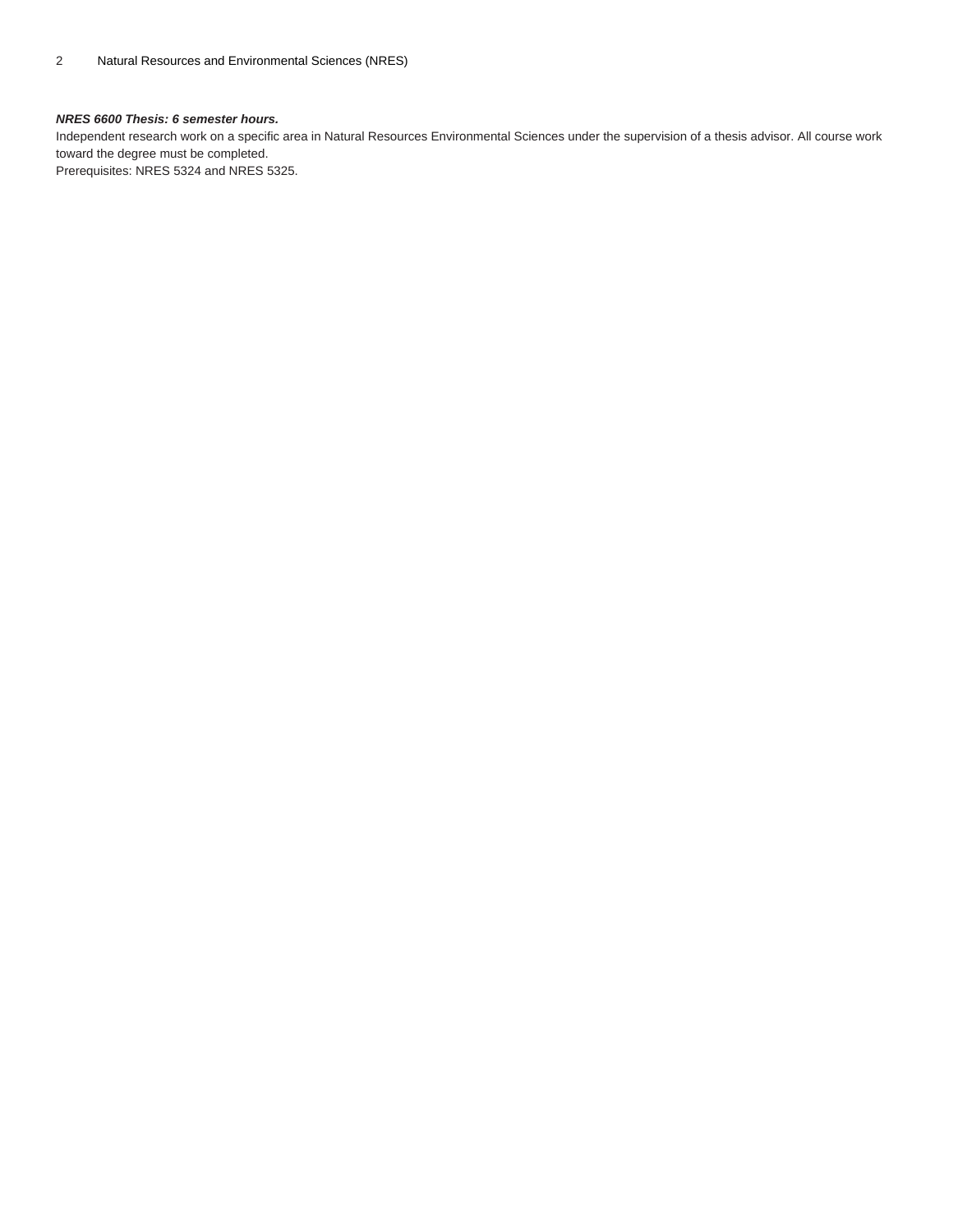***NRES 6600 Thesis: 6 semester hours.***

Independent research work on a specific area in Natural Resources Environmental Sciences under the supervision of a thesis advisor. All course work toward the degree must be completed.

Prerequisites: NRES 5324 and NRES 5325.